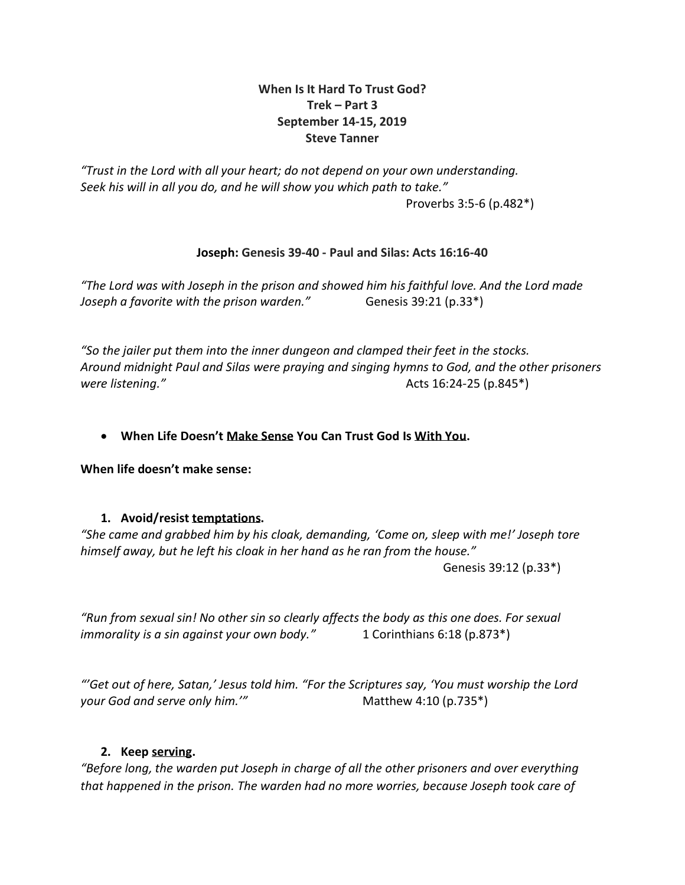**When Is It Hard To Trust God?**
**Trek – Part 3**
**September 14-15, 2019**
**Steve Tanner**

*"Trust in the Lord with all your heart; do not depend on your own understanding. Seek his will in all you do, and he will show you which path to take."*
Proverbs 3:5-6 (p.482*)

**Joseph: Genesis 39-40 - Paul and Silas: Acts 16:16-40**

*"The Lord was with Joseph in the prison and showed him his faithful love. And the Lord made Joseph a favorite with the prison warden."* Genesis 39:21 (p.33*)

*"So the jailer put them into the inner dungeon and clamped their feet in the stocks. Around midnight Paul and Silas were praying and singing hymns to God, and the other prisoners were listening."* Acts 16:24-25 (p.845*)

- **When Life Doesn't <u>Make Sense</u> You Can Trust God Is <u>With You</u>.**

**When life doesn't make sense:**

1. **Avoid/resist <u>temptations</u>.**

*"She came and grabbed him by his cloak, demanding, 'Come on, sleep with me!' Joseph tore himself away, but he left his cloak in her hand as he ran from the house."*
Genesis 39:12 (p.33*)

*"Run from sexual sin! No other sin so clearly affects the body as this one does. For sexual immorality is a sin against your own body."* 1 Corinthians 6:18 (p.873*)

*"'Get out of here, Satan,' Jesus told him. "For the Scriptures say, 'You must worship the Lord your God and serve only him.'"* Matthew 4:10 (p.735*)

2. **Keep <u>serving</u>.**

*"Before long, the warden put Joseph in charge of all the other prisoners and over everything that happened in the prison. The warden had no more worries, because Joseph took care of*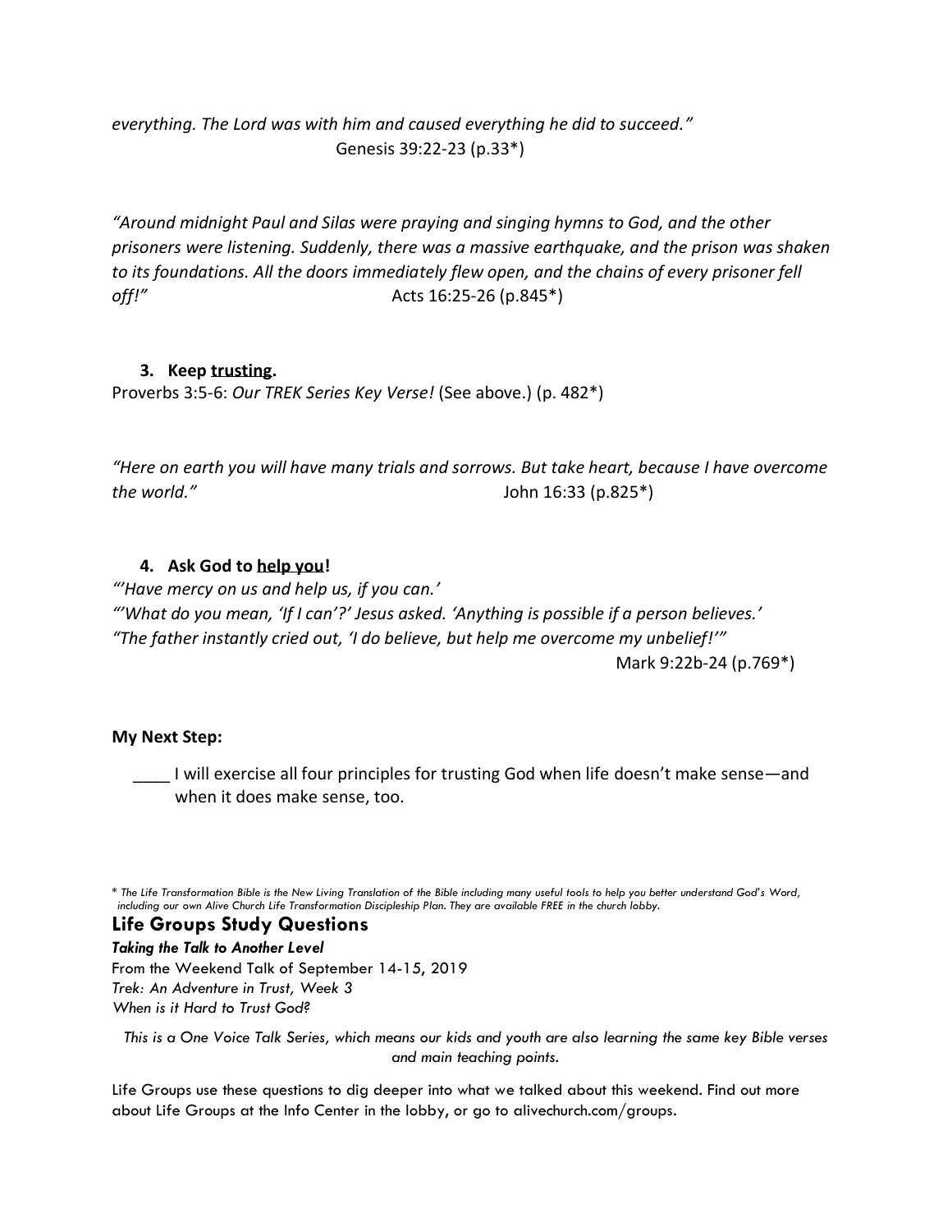*everything. The Lord was with him and caused everything he did to succeed."*
Genesis 39:22-23 (p.33*)

*"Around midnight Paul and Silas were praying and singing hymns to God, and the other prisoners were listening. Suddenly, there was a massive earthquake, and the prison was shaken to its foundations. All the doors immediately flew open, and the chains of every prisoner fell off!"* Acts 16:25-26 (p.845*)

3. **Keep <u>trusting</u>.**

Proverbs 3:5-6: *Our TREK Series Key Verse!* (See above.) (p. 482*)

*"Here on earth you will have many trials and sorrows. But take heart, because I have overcome the world."* John 16:33 (p.825*)

4. **Ask God to <u>help you</u>!**

*"'Have mercy on us and help us, if you can.'*
*"'What do you mean, 'If I can'?' Jesus asked. 'Anything is possible if a person believes.'*
*"The father instantly cried out, 'I do believe, but help me overcome my unbelief!'"*
Mark 9:22b-24 (p.769*)

**My Next Step:**

____ I will exercise all four principles for trusting God when life doesn't make sense—and when it does make sense, too.

\* *The Life Transformation Bible is the New Living Translation of the Bible including many useful tools to help you better understand God's Word, including our own Alive Church Life Transformation Discipleship Plan. They are available FREE in the church lobby.*

## Life Groups Study Questions

***Taking the Talk to Another Level***
From the Weekend Talk of September 14-15, 2019
*Trek: An Adventure in Trust, Week 3*
*When is it Hard to Trust God?*

*This is a One Voice Talk Series, which means our kids and youth are also learning the same key Bible verses and main teaching points.*

Life Groups use these questions to dig deeper into what we talked about this weekend. Find out more about Life Groups at the Info Center in the lobby, or go to alivechurch.com/groups.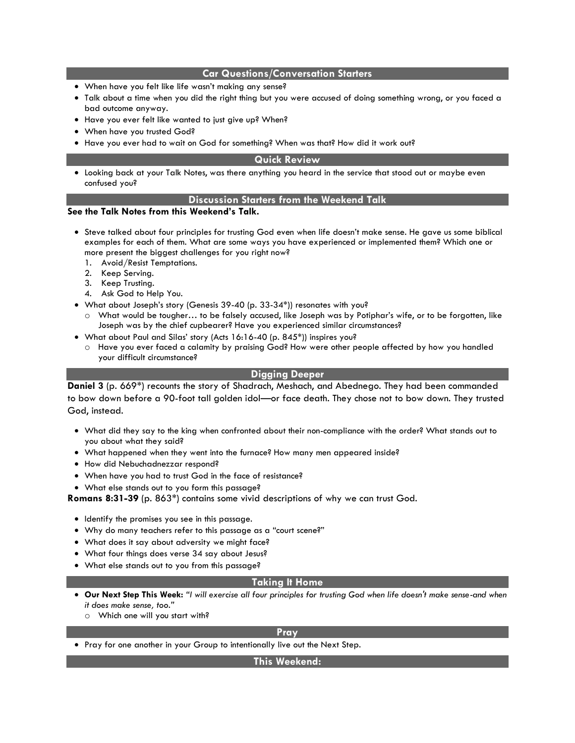## Car Questions/Conversation Starters

- When have you felt like life wasn't making any sense?
- Talk about a time when you did the right thing but you were accused of doing something wrong, or you faced a bad outcome anyway.
- Have you ever felt like wanted to just give up? When?
- When have you trusted God?
- Have you ever had to wait on God for something? When was that? How did it work out?

## Quick Review

- Looking back at your Talk Notes, was there anything you heard in the service that stood out or maybe even confused you?

## Discussion Starters from the Weekend Talk

**See the Talk Notes from this Weekend's Talk.**

- Steve talked about four principles for trusting God even when life doesn't make sense. He gave us some biblical examples for each of them. What are some ways you have experienced or implemented them? Which one or more present the biggest challenges for you right now?
  1. Avoid/Resist Temptations.
  2. Keep Serving.
  3. Keep Trusting.
  4. Ask God to Help You.
- What about Joseph's story (Genesis 39-40 (p. 33-34*)) resonates with you?
  - What would be tougher… to be falsely accused, like Joseph was by Potiphar's wife, or to be forgotten, like Joseph was by the chief cupbearer? Have you experienced similar circumstances?
- What about Paul and Silas' story (Acts 16:16-40 (p. 845*)) inspires you?
  - Have you ever faced a calamity by praising God? How were other people affected by how you handled your difficult circumstance?

## Digging Deeper

**Daniel 3** (p. 669*) recounts the story of Shadrach, Meshach, and Abednego. They had been commanded to bow down before a 90-foot tall golden idol—or face death. They chose not to bow down. They trusted God, instead.

- What did they say to the king when confronted about their non-compliance with the order? What stands out to you about what they said?
- What happened when they went into the furnace? How many men appeared inside?
- How did Nebuchadnezzar respond?
- When have you had to trust God in the face of resistance?
- What else stands out to you form this passage?

**Romans 8:31-39** (p. 863*) contains some vivid descriptions of why we can trust God.

- Identify the promises you see in this passage.
- Why do many teachers refer to this passage as a "court scene?"
- What does it say about adversity we might face?
- What four things does verse 34 say about Jesus?
- What else stands out to you from this passage?

## Taking It Home

- **Our Next Step This Week:** *"I will exercise all four principles for trusting God when life doesn't make sense-and when it does make sense, too."*
  - Which one will you start with?

## Pray

- Pray for one another in your Group to intentionally live out the Next Step.

## This Weekend: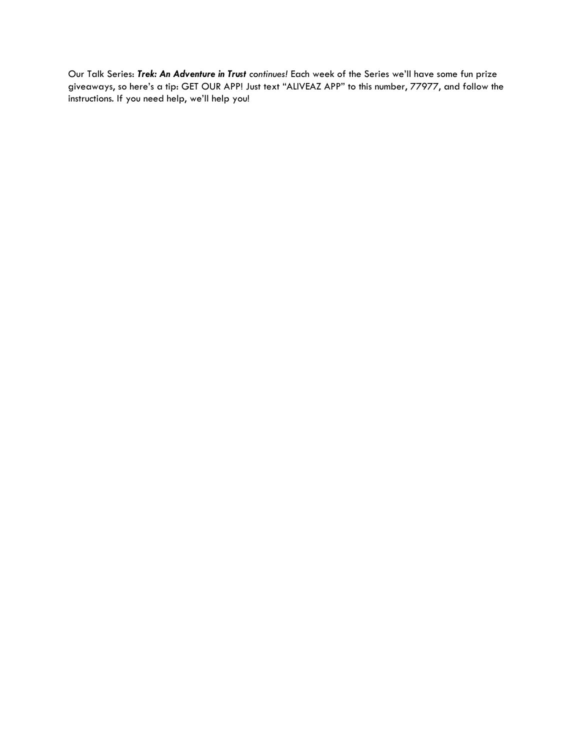Our Talk Series: ***Trek: An Adventure in Trust*** *continues!* Each week of the Series we'll have some fun prize giveaways, so here's a tip: GET OUR APP! Just text "ALIVEAZ APP" to this number, 77977, and follow the instructions. If you need help, we'll help you!